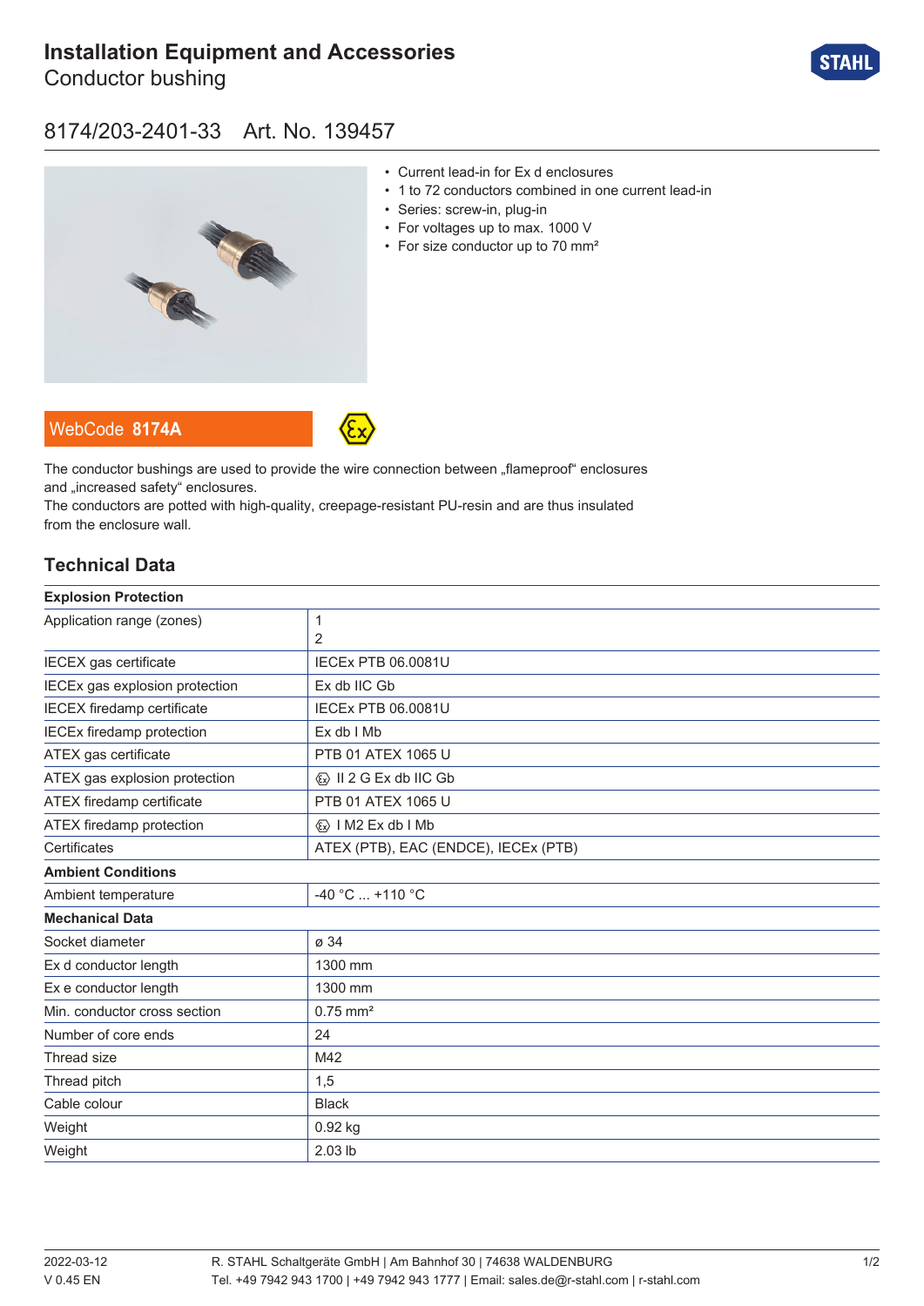# Installation Equipment and Accessories

Conductor bushing

## 8174/203-2401-33 Art. No. 139457

- Current lead-in for Ex d enclosures
- 1 to 72 conductors combined in one current lead-in
- Series: screw-in, plug-in
- For voltages up to max. 1000 V
- For size conductor up to 70 mm²

WebCode **8174A**

The conductor bushings are used to provide the wire connection between „flameproof“ enclosures and „increased safety“ enclosures.
The conductors are potted with high-quality, creepage-resistant PU-resin and are thus insulated from the enclosure wall.

## Technical Data

| **Explosion Protection** | |
|---|---|
| Application range (zones) | 1<br>2 |
| IECEX gas certificate | IECEx PTB 06.0081U |
| IECEx gas explosion protection | Ex db IIC Gb |
| IECEX firedamp certificate | IECEx PTB 06.0081U |
| IECEx firedamp protection | Ex db I Mb |
| ATEX gas certificate | PTB 01 ATEX 1065 U |
| ATEX gas explosion protection | Ⓔx II 2 G Ex db IIC Gb |
| ATEX firedamp certificate | PTB 01 ATEX 1065 U |
| ATEX firedamp protection | Ⓔx I M2 Ex db I Mb |
| Certificates | ATEX (PTB), EAC (ENDCE), IECEx (PTB) |
| **Ambient Conditions** | |
| Ambient temperature | -40 °C ... +110 °C |
| **Mechanical Data** | |
| Socket diameter | ø 34 |
| Ex d conductor length | 1300 mm |
| Ex e conductor length | 1300 mm |
| Min. conductor cross section | 0.75 mm² |
| Number of core ends | 24 |
| Thread size | M42 |
| Thread pitch | 1,5 |
| Cable colour | Black |
| Weight | 0.92 kg |
| Weight | 2.03 lb |

2022-03-12
V 0.45 EN

R. STAHL Schaltgeräte GmbH | Am Bahnhof 30 | 74638 WALDENBURG
Tel. +49 7942 943 1700 | +49 7942 943 1777 | Email: sales.de@r-stahl.com | r-stahl.com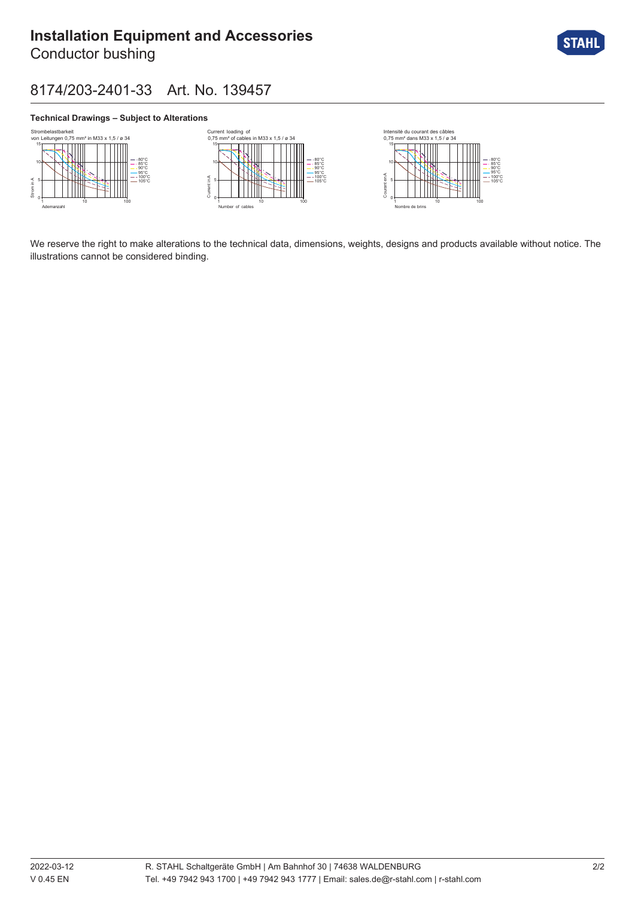# Installation Equipment and Accessories

Conductor bushing

## 8174/203-2401-33 Art. No. 139457

**Technical Drawings – Subject to Alterations**

Strombelastbarkeit
von Leitungen 0,75 mm² in M33 x 1,5 / ø 34
Strom in A
Adernanzahl
15
10
5
0
1
10
100
80°C
85°C
90°C
95°C
100°C
105°C

Current loading of
0,75 mm² of cables in M33 x 1,5 / ø 34
Current in A
Number of cables
15
10
5
0
1
10
100
80°C
85°C
90°C
95°C
100°C
105°C

Intensité du courant des câbles
0,75 mm² dans M33 x 1,5 / ø 34
Courant en A
Nombre de brins
15
10
5
0
1
10
100
80°C
85°C
90°C
95°C
100°C
105°C

We reserve the right to make alterations to the technical data, dimensions, weights, designs and products available without notice. The illustrations cannot be considered binding.